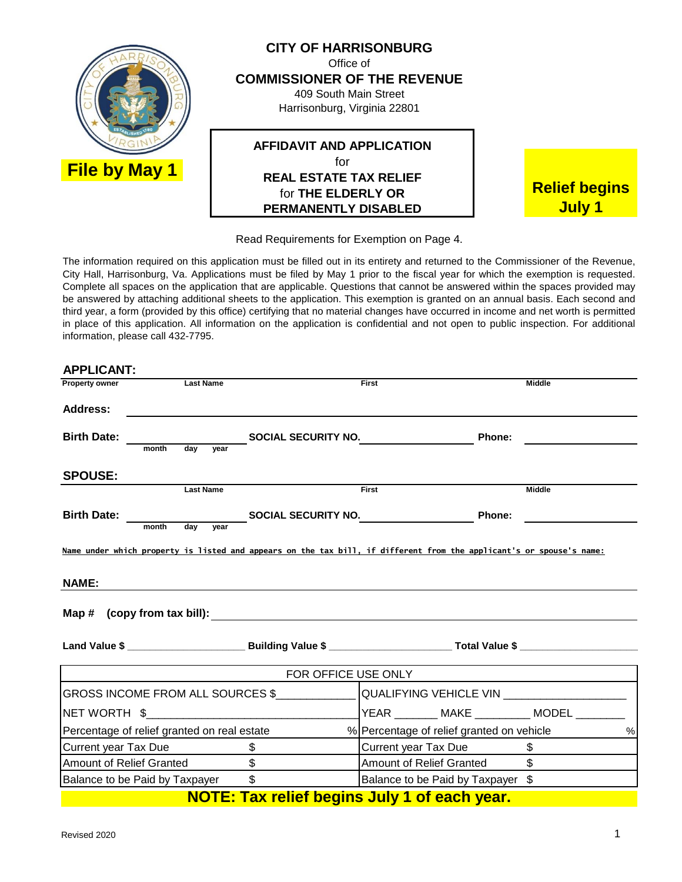**File by May 1**

# CITY OF HARRISONBURG

Office of

## COMMISSIONER OF THE REVENUE

409 South Main Street

Harrisonburg, Virginia 22801

**AFFIDAVIT AND APPLICATION**
for
**REAL ESTATE TAX RELIEF**
for **THE ELDERLY OR PERMANENTLY DISABLED**

**Relief begins July 1**

Read Requirements for Exemption on Page 4.

The information required on this application must be filled out in its entirety and returned to the Commissioner of the Revenue, City Hall, Harrisonburg, Va. Applications must be filed by May 1 prior to the fiscal year for which the exemption is requested. Complete all spaces on the application that are applicable. Questions that cannot be answered within the spaces provided may be answered by attaching additional sheets to the application. This exemption is granted on an annual basis. Each second and third year, a form (provided by this office) certifying that no material changes have occurred in income and net worth is permitted in place of this application. All information on the application is confidential and not open to public inspection. For additional information, please call 432-7795.

**APPLICANT:**

**Property owner** ______________________
**Last Name** ______________________ **First** ______________________ **Middle** ______________________

**Address:** ______________________________________________

**Birth Date:** ____________ (month day year) **SOCIAL SECURITY NO.** ______________ **Phone:** ______________

**SPOUSE:**

**Last Name** ______________________ **First** ______________________ **Middle** ______________________

**Birth Date:** ____________ (month day year) **SOCIAL SECURITY NO.** ______________ **Phone:** ______________

Name under which property is listed and appears on the tax bill, if different from the applicant's or spouse's name:

**NAME:** ______________________________________________

**Map # (copy from tax bill):** ______________________________________________

**Land Value $** ______________ **Building Value $** ______________ **Total Value $** ______________

| FOR OFFICE USE ONLY | | | |
|---|---|---|---|
| GROSS INCOME FROM ALL SOURCES $____________ | | QUALIFYING VEHICLE VIN ____________________ | |
| NET WORTH $________________________ | | YEAR _______ MAKE _________ MODEL ________ | |
| Percentage of relief granted on real estate | % | Percentage of relief granted on vehicle | % |
| Current year Tax Due | $ | Current year Tax Due | $ |
| Amount of Relief Granted | $ | Amount of Relief Granted | $ |
| Balance to be Paid by Taxpayer | $ | Balance to be Paid by Taxpayer | $ |

**NOTE: Tax relief begins July 1 of each year.**

Revised 2020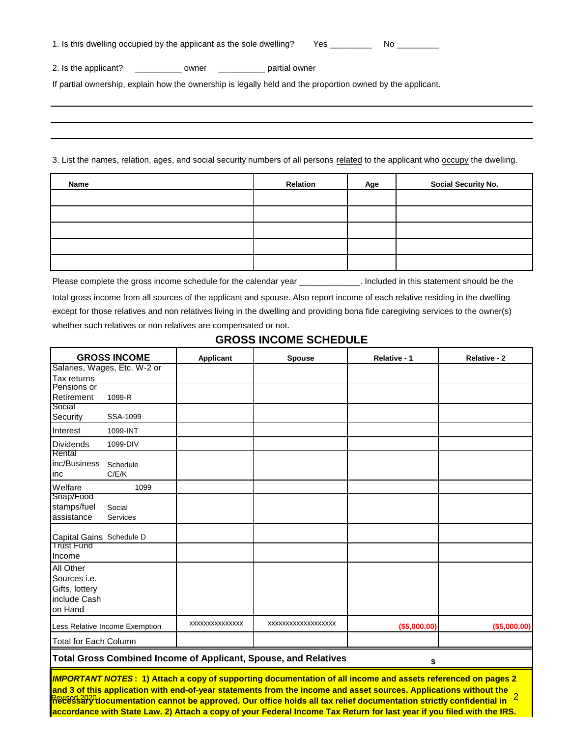1. Is this dwelling occupied by the applicant as the sole dwelling? Yes _________ No _________

2. Is the applicant? __________ owner __________ partial owner

If partial ownership, explain how the ownership is legally held and the proportion owned by the applicant.

_______________________________________________________________

_______________________________________________________________

_______________________________________________________________

3. List the names, relation, ages, and social security numbers of all persons related to the applicant who occupy the dwelling.

| Name | Relation | Age | Social Security No. |
|---|---|---|---|
| | | | |
| | | | |
| | | | |
| | | | |
| | | | |

Please complete the gross income schedule for the calendar year _____________. Included in this statement should be the total gross income from all sources of the applicant and spouse. Also report income of each relative residing in the dwelling except for those relatives and non relatives living in the dwelling and providing bona fide caregiving services to the owner(s) whether such relatives or non relatives are compensated or not.

## GROSS INCOME SCHEDULE

| GROSS INCOME | Applicant | Spouse | Relative - 1 | Relative - 2 |
|---|---|---|---|---|
| Salaries, Wages, Etc. W-2 or Tax returns | | | | |
| Pensions or Retirement 1099-R | | | | |
| Social Security SSA-1099 | | | | |
| Interest 1099-INT | | | | |
| Dividends 1099-DIV | | | | |
| Rental inc/Business inc Schedule C/E/K | | | | |
| Welfare 1099 | | | | |
| Snap/Food stamps/fuel assistance Social Services | | | | |
| Capital Gains Schedule D | | | | |
| Trust Fund Income | | | | |
| All Other Sources i.e. Gifts, lottery include Cash on Hand | | | | |
| Less Relative Income Exemption | xxxxxxxxxxxxxxx | xxxxxxxxxxxxxxxxxxx | ($5,000.00) | ($5,000.00) |
| Total for Each Column | | | | |
| **Total Gross Combined Income of Applicant, Spouse, and Relatives** | | | $ | |

***IMPORTANT NOTES*: 1) Attach a copy of supporting documentation of all income and assets referenced on pages 2 and 3 of this application with end-of-year statements from the income and asset sources. Applications without the necessary documentation cannot be approved. Our office holds all tax relief documentation strictly confidential in accordance with State Law. 2) Attach a copy of your Federal Income Tax Return for last year if you filed with the IRS.**

Revised 2020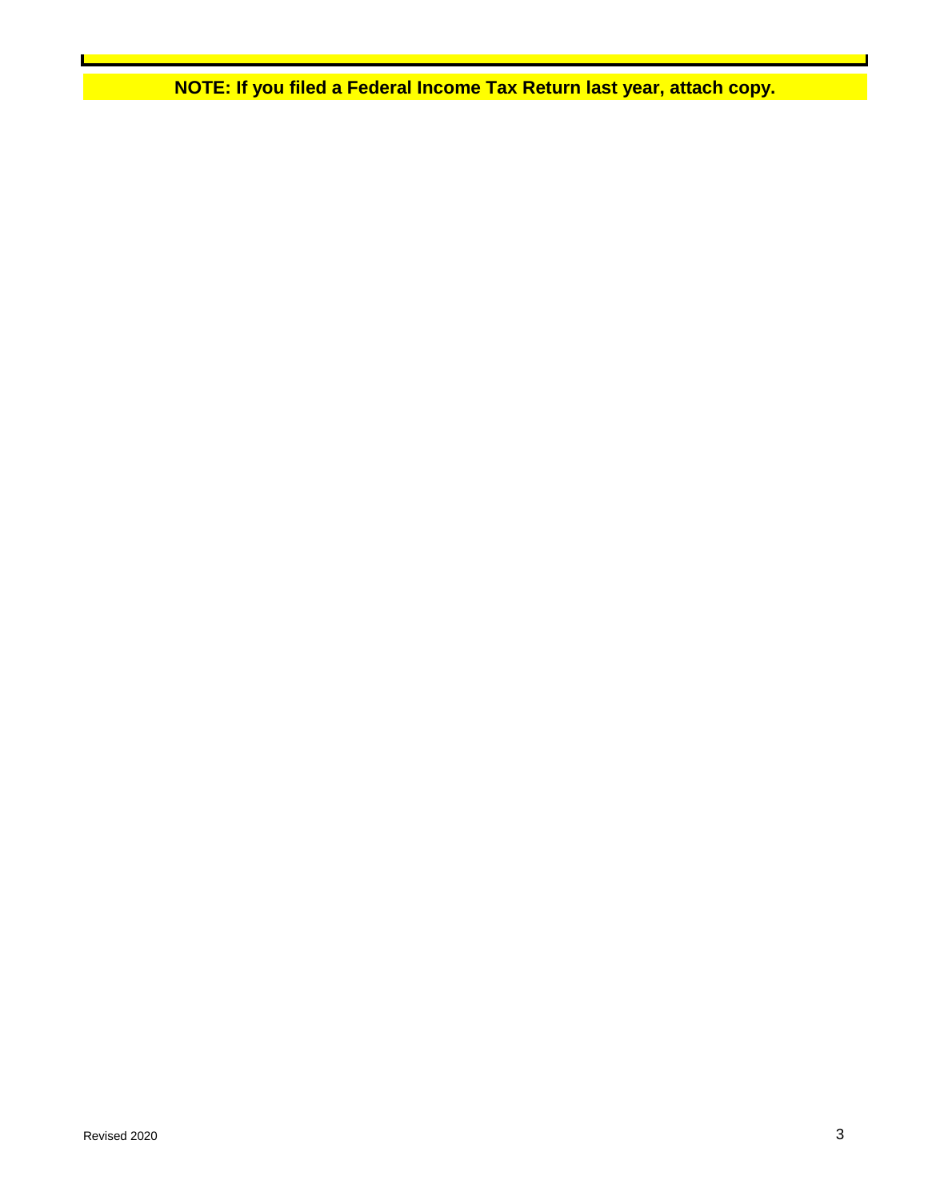**NOTE: If you filed a Federal Income Tax Return last year, attach copy.**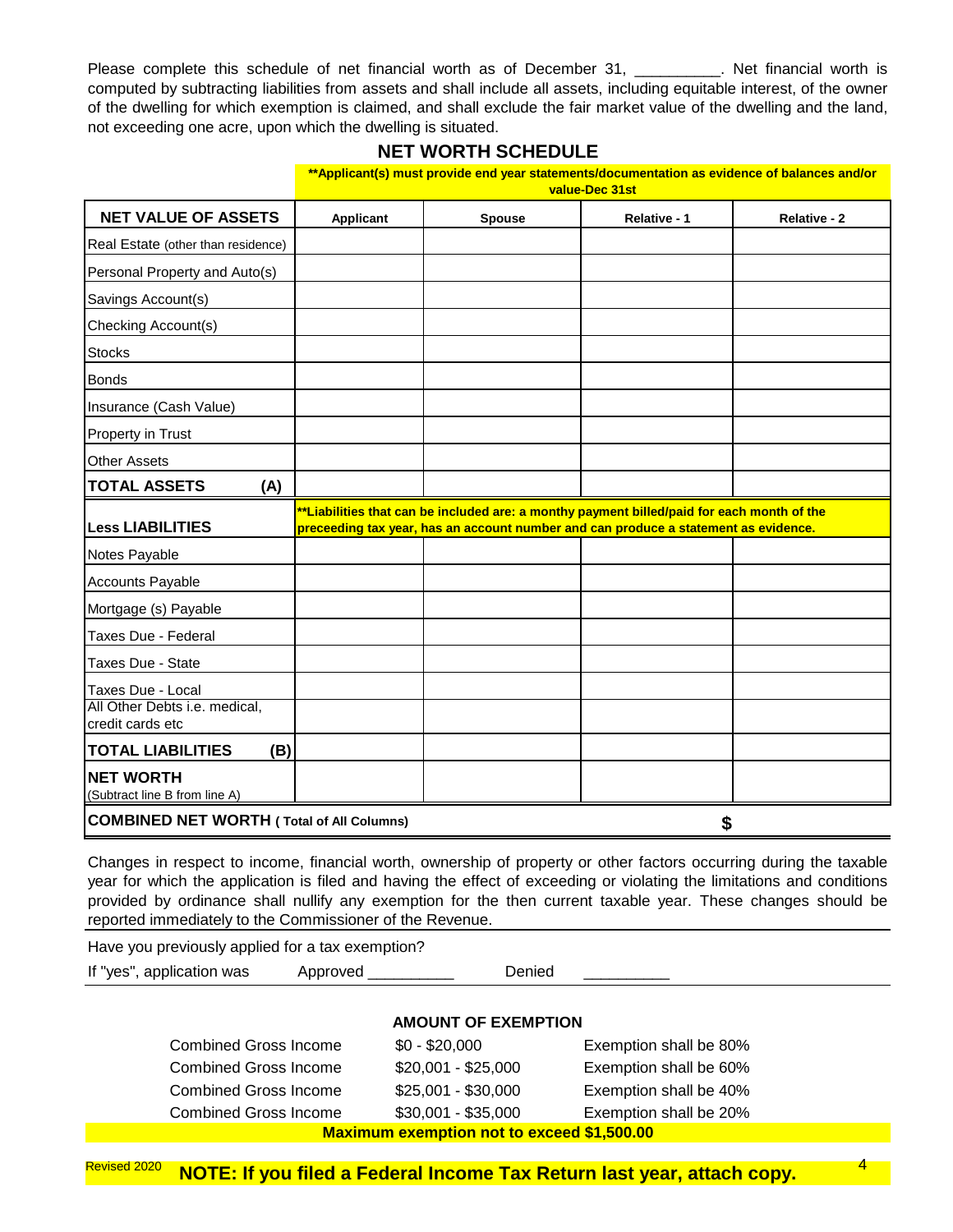Please complete this schedule of net financial worth as of December 31, __________. Net financial worth is computed by subtracting liabilities from assets and shall include all assets, including equitable interest, of the owner of the dwelling for which exemption is claimed, and shall exclude the fair market value of the dwelling and the land, not exceeding one acre, upon which the dwelling is situated.

## NET WORTH SCHEDULE

**\*\*Applicant(s) must provide end year statements/documentation as evidence of balances and/or value-Dec 31st**

| NET VALUE OF ASSETS | Applicant | Spouse | Relative - 1 | Relative - 2 |
|---|---|---|---|---|
| Real Estate (other than residence) | | | | |
| Personal Property and Auto(s) | | | | |
| Savings Account(s) | | | | |
| Checking Account(s) | | | | |
| Stocks | | | | |
| Bonds | | | | |
| Insurance (Cash Value) | | | | |
| Property in Trust | | | | |
| Other Assets | | | | |
| **TOTAL ASSETS (A)** | | | | |
| **Less LIABILITIES** | **\*\*Liabilities that can be included are: a monthy payment billed/paid for each month of the preceeding tax year, has an account number and can produce a statement as evidence.** | | | |
| Notes Payable | | | | |
| Accounts Payable | | | | |
| Mortgage (s) Payable | | | | |
| Taxes Due - Federal | | | | |
| Taxes Due - State | | | | |
| Taxes Due - Local | | | | |
| All Other Debts i.e. medical, credit cards etc | | | | |
| **TOTAL LIABILITIES (B)** | | | | |
| **NET WORTH** (Subtract line B from line A) | | | | |
| **COMBINED NET WORTH ( Total of All Columns)** | | | **$** | |

Changes in respect to income, financial worth, ownership of property or other factors occurring during the taxable year for which the application is filed and having the effect of exceeding or violating the limitations and conditions provided by ordinance shall nullify any exemption for the then current taxable year. These changes should be reported immediately to the Commissioner of the Revenue.

Have you previously applied for a tax exemption?

If "yes", application was Approved __________ Denied __________

### AMOUNT OF EXEMPTION

| | | |
|---|---|---|
| Combined Gross Income | $0 - $20,000 | Exemption shall be 80% |
| Combined Gross Income | $20,001 - $25,000 | Exemption shall be 60% |
| Combined Gross Income | $25,001 - $30,000 | Exemption shall be 40% |
| Combined Gross Income | $30,001 - $35,000 | Exemption shall be 20% |

**Maximum exemption not to exceed $1,500.00**

Revised 2020

**NOTE: If you filed a Federal Income Tax Return last year, attach copy.**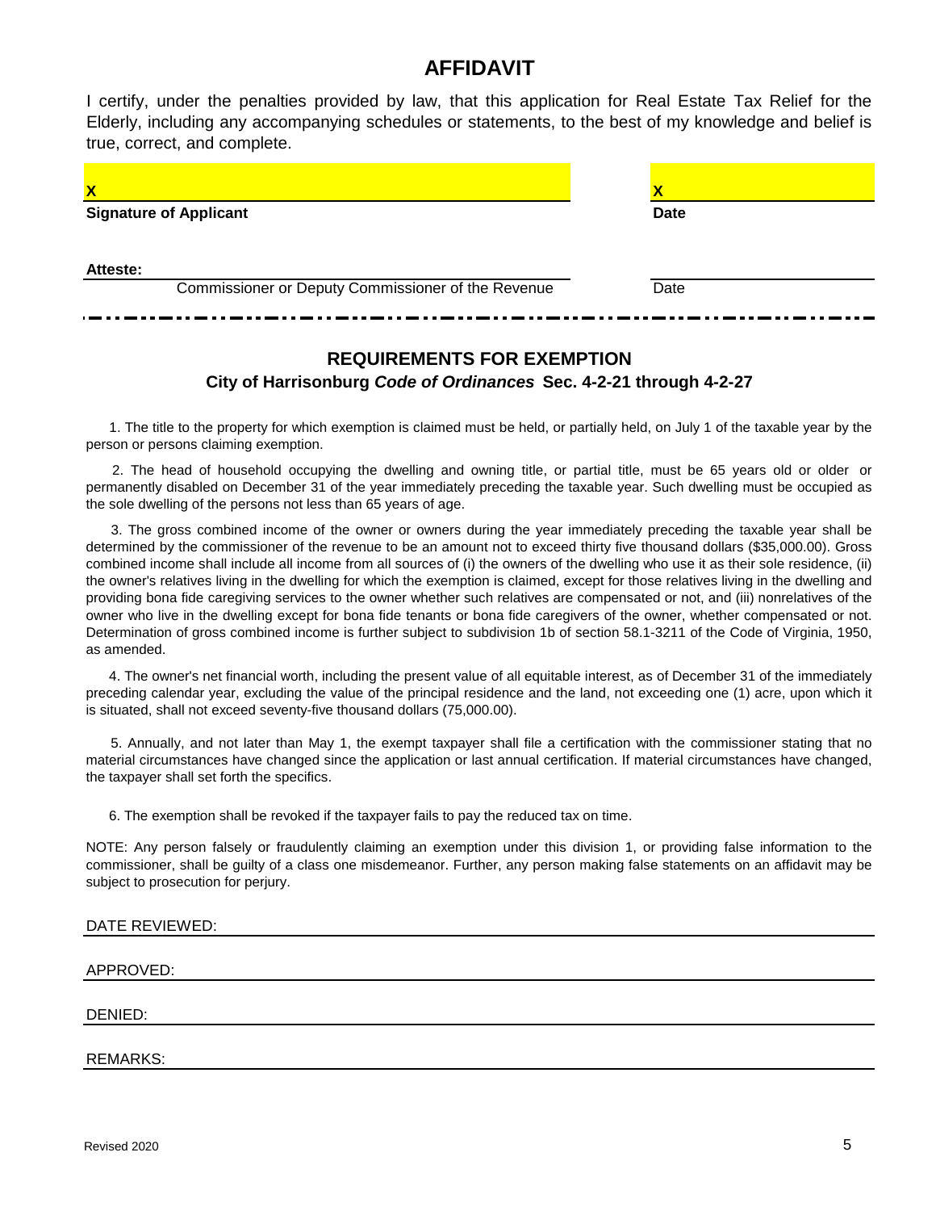# AFFIDAVIT

I certify, under the penalties provided by law, that this application for Real Estate Tax Relief for the Elderly, including any accompanying schedules or statements, to the best of my knowledge and belief is true, correct, and complete.

**X** ______________________________ **X** ______________

**Signature of Applicant** **Date**

**Atteste:** ______________________________ ______________

Commissioner or Deputy Commissioner of the Revenue Date

---

## REQUIREMENTS FOR EXEMPTION

### City of Harrisonburg *Code of Ordinances* Sec. 4-2-21 through 4-2-27

1. The title to the property for which exemption is claimed must be held, or partially held, on July 1 of the taxable year by the person or persons claiming exemption.

2. The head of household occupying the dwelling and owning title, or partial title, must be 65 years old or older or permanently disabled on December 31 of the year immediately preceding the taxable year. Such dwelling must be occupied as the sole dwelling of the persons not less than 65 years of age.

3. The gross combined income of the owner or owners during the year immediately preceding the taxable year shall be determined by the commissioner of the revenue to be an amount not to exceed thirty five thousand dollars ($35,000.00). Gross combined income shall include all income from all sources of (i) the owners of the dwelling who use it as their sole residence, (ii) the owner's relatives living in the dwelling for which the exemption is claimed, except for those relatives living in the dwelling and providing bona fide caregiving services to the owner whether such relatives are compensated or not, and (iii) nonrelatives of the owner who live in the dwelling except for bona fide tenants or bona fide caregivers of the owner, whether compensated or not. Determination of gross combined income is further subject to subdivision 1b of section 58.1-3211 of the Code of Virginia, 1950, as amended.

4. The owner's net financial worth, including the present value of all equitable interest, as of December 31 of the immediately preceding calendar year, excluding the value of the principal residence and the land, not exceeding one (1) acre, upon which it is situated, shall not exceed seventy-five thousand dollars (75,000.00).

5. Annually, and not later than May 1, the exempt taxpayer shall file a certification with the commissioner stating that no material circumstances have changed since the application or last annual certification. If material circumstances have changed, the taxpayer shall set forth the specifics.

6. The exemption shall be revoked if the taxpayer fails to pay the reduced tax on time.

NOTE: Any person falsely or fraudulently claiming an exemption under this division 1, or providing false information to the commissioner, shall be guilty of a class one misdemeanor. Further, any person making false statements on an affidavit may be subject to prosecution for perjury.

DATE REVIEWED: ______________________________

APPROVED: ______________________________

DENIED: ______________________________

REMARKS: ______________________________

Revised 2020